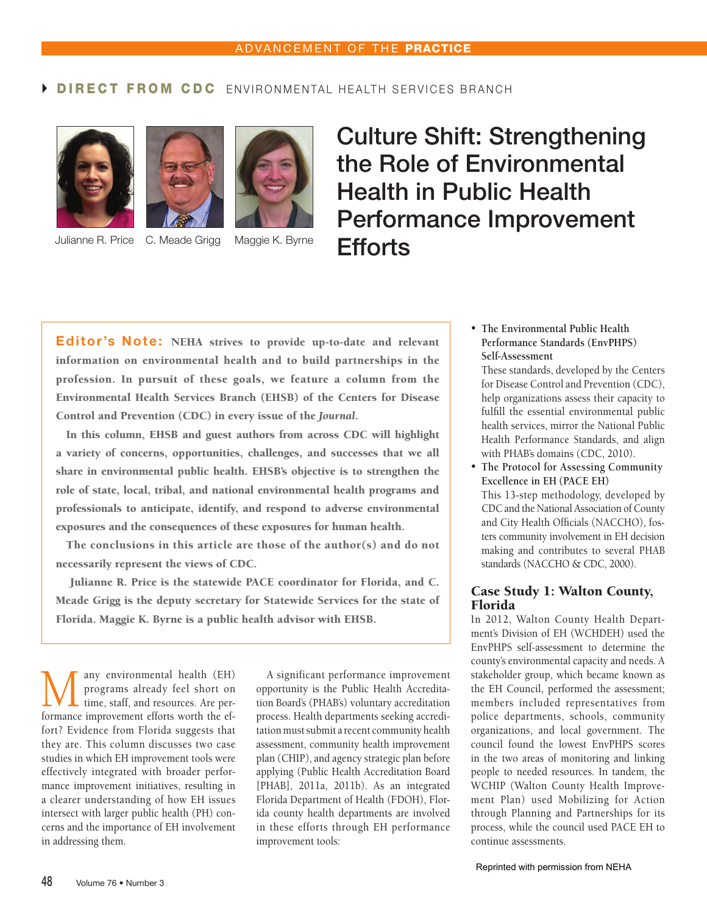ADVANCEMENT OF THE **PRACTICE**

**DIRECT FROM CDC** ENVIRONMENTAL HEALTH SERVICES BRANCH

Julianne R. Price C. Meade Grigg Maggie K. Byrne

# Culture Shift: Strengthening the Role of Environmental Health in Public Health Performance Improvement Efforts

**Editor's Note: NEHA strives to provide up-to-date and relevant information on environmental health and to build partnerships in the profession. In pursuit of these goals, we feature a column from the Environmental Health Services Branch (EHSB) of the Centers for Disease Control and Prevention (CDC) in every issue of the *Journal*.**

**In this column, EHSB and guest authors from across CDC will highlight a variety of concerns, opportunities, challenges, and successes that we all share in environmental public health. EHSB's objective is to strengthen the role of state, local, tribal, and national environmental health programs and professionals to anticipate, identify, and respond to adverse environmental exposures and the consequences of these exposures for human health.**

**The conclusions in this article are those of the author(s) and do not necessarily represent the views of CDC.**

**Julianne R. Price is the statewide PACE coordinator for Florida, and C. Meade Grigg is the deputy secretary for Statewide Services for the state of Florida. Maggie K. Byrne is a public health advisor with EHSB.**

Many environmental health (EH) programs already feel short on time, staff, and resources. Are performance improvement efforts worth the effort? Evidence from Florida suggests that they are. This column discusses two case studies in which EH improvement tools were effectively integrated with broader performance improvement initiatives, resulting in a clearer understanding of how EH issues intersect with larger public health (PH) concerns and the importance of EH involvement in addressing them.

A significant performance improvement opportunity is the Public Health Accreditation Board's (PHAB's) voluntary accreditation process. Health departments seeking accreditation must submit a recent community health assessment, community health improvement plan (CHIP), and agency strategic plan before applying (Public Health Accreditation Board [PHAB], 2011a, 2011b). As an integrated Florida Department of Health (FDOH), Florida county health departments are involved in these efforts through EH performance improvement tools:

- **The Environmental Public Health Performance Standards (EnvPHPS) Self-Assessment**
  These standards, developed by the Centers for Disease Control and Prevention (CDC), help organizations assess their capacity to fulfill the essential environmental public health services, mirror the National Public Health Performance Standards, and align with PHAB's domains (CDC, 2010).
- **The Protocol for Assessing Community Excellence in EH (PACE EH)**
  This 13-step methodology, developed by CDC and the National Association of County and City Health Officials (NACCHO), fosters community involvement in EH decision making and contributes to several PHAB standards (NACCHO & CDC, 2000).

## Case Study 1: Walton County, Florida

In 2012, Walton County Health Department's Division of EH (WCHDEH) used the EnvPHPS self-assessment to determine the county's environmental capacity and needs. A stakeholder group, which became known as the EH Council, performed the assessment; members included representatives from police departments, schools, community organizations, and local government. The council found the lowest EnvPHPS scores in the two areas of monitoring and linking people to needed resources. In tandem, the WCHIP (Walton County Health Improvement Plan) used Mobilizing for Action through Planning and Partnerships for its process, while the council used PACE EH to continue assessments.

Reprinted with permission from NEHA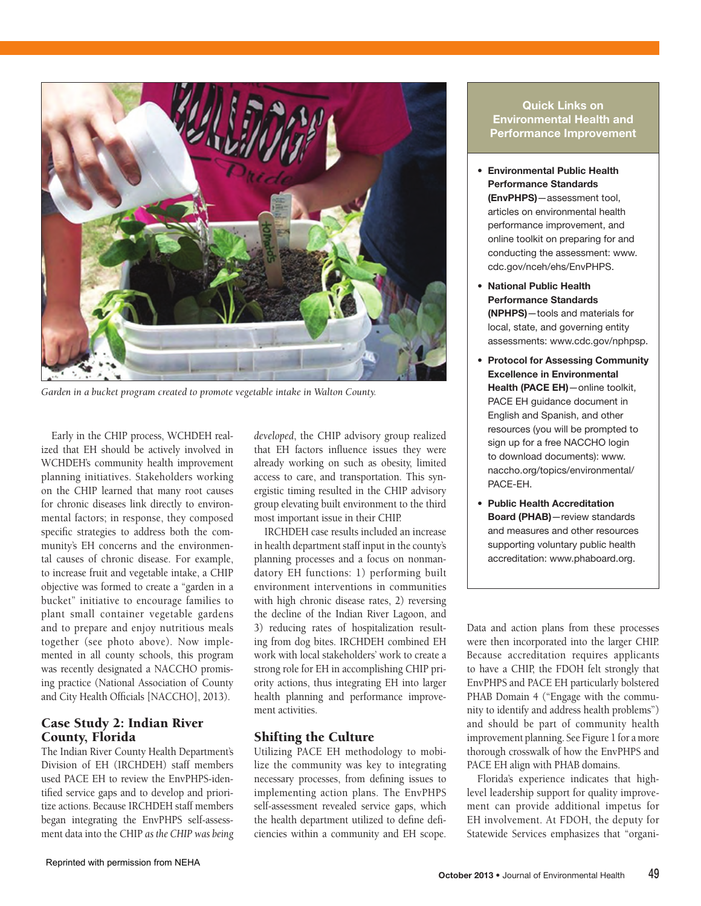*Garden in a bucket program created to promote vegetable intake in Walton County.*

Early in the CHIP process, WCHDEH realized that EH should be actively involved in WCHDEH's community health improvement planning initiatives. Stakeholders working on the CHIP learned that many root causes for chronic diseases link directly to environmental factors; in response, they composed specific strategies to address both the community's EH concerns and the environmental causes of chronic disease. For example, to increase fruit and vegetable intake, a CHIP objective was formed to create a "garden in a bucket" initiative to encourage families to plant small container vegetable gardens and to prepare and enjoy nutritious meals together (see photo above). Now implemented in all county schools, this program was recently designated a NACCHO promising practice (National Association of County and City Health Officials [NACCHO], 2013).

## Case Study 2: Indian River County, Florida

The Indian River County Health Department's Division of EH (IRCHDEH) staff members used PACE EH to review the EnvPHPS-identified service gaps and to develop and prioritize actions. Because IRCHDEH staff members began integrating the EnvPHPS self-assessment data into the CHIP *as the CHIP was being developed*, the CHIP advisory group realized that EH factors influence issues they were already working on such as obesity, limited access to care, and transportation. This synergistic timing resulted in the CHIP advisory group elevating built environment to the third most important issue in their CHIP.

IRCHDEH case results included an increase in health department staff input in the county's planning processes and a focus on nonmandatory EH functions: 1) performing built environment interventions in communities with high chronic disease rates, 2) reversing the decline of the Indian River Lagoon, and 3) reducing rates of hospitalization resulting from dog bites. IRCHDEH combined EH work with local stakeholders' work to create a strong role for EH in accomplishing CHIP priority actions, thus integrating EH into larger health planning and performance improvement activities.

## Shifting the Culture

Utilizing PACE EH methodology to mobilize the community was key to integrating necessary processes, from defining issues to implementing action plans. The EnvPHPS self-assessment revealed service gaps, which the health department utilized to define deficiencies within a community and EH scope. Data and action plans from these processes were then incorporated into the larger CHIP. Because accreditation requires applicants to have a CHIP, the FDOH felt strongly that EnvPHPS and PACE EH particularly bolstered PHAB Domain 4 ("Engage with the community to identify and address health problems") and should be part of community health improvement planning. See Figure 1 for a more thorough crosswalk of how the EnvPHPS and PACE EH align with PHAB domains.

Florida's experience indicates that high-level leadership support for quality improvement can provide additional impetus for EH involvement. At FDOH, the deputy for Statewide Services emphasizes that "organi-

### Quick Links on Environmental Health and Performance Improvement

- **Environmental Public Health Performance Standards (EnvPHPS)**—assessment tool, articles on environmental health performance improvement, and online toolkit on preparing for and conducting the assessment: www.cdc.gov/nceh/ehs/EnvPHPS.
- **National Public Health Performance Standards (NPHPS)**—tools and materials for local, state, and governing entity assessments: www.cdc.gov/nphpsp.
- **Protocol for Assessing Community Excellence in Environmental Health (PACE EH)**—online toolkit, PACE EH guidance document in English and Spanish, and other resources (you will be prompted to sign up for a free NACCHO login to download documents): www.naccho.org/topics/environmental/PACE-EH.
- **Public Health Accreditation Board (PHAB)**—review standards and measures and other resources supporting voluntary public health accreditation: www.phaboard.org.

Reprinted with permission from NEHA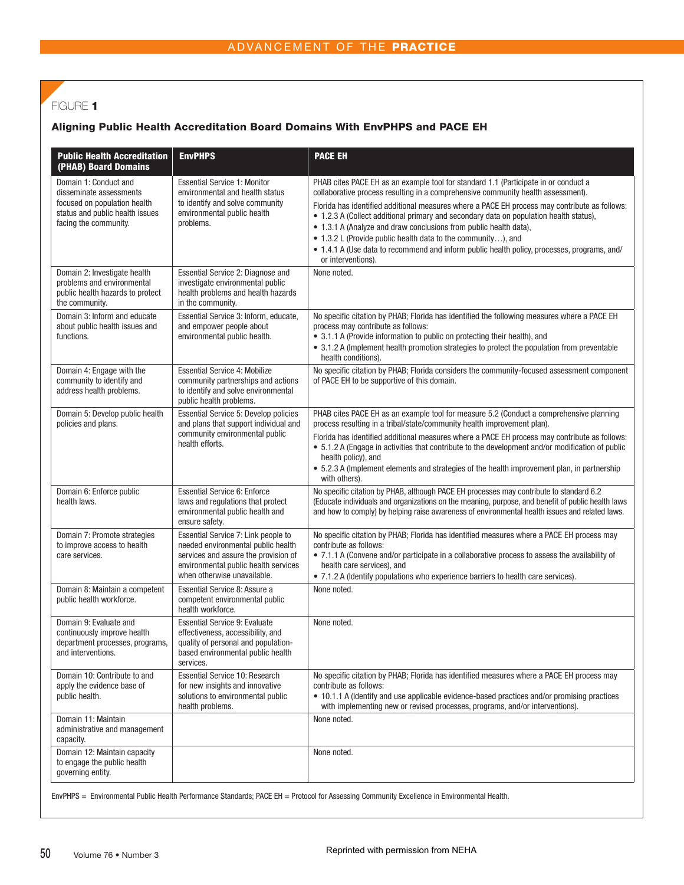FIGURE **1**

**Aligning Public Health Accreditation Board Domains With EnvPHPS and PACE EH**

| Public Health Accreditation (PHAB) Board Domains | EnvPHPS | PACE EH |
|---|---|---|
| Domain 1: Conduct and disseminate assessments focused on population health status and public health issues facing the community. | Essential Service 1: Monitor environmental and health status to identify and solve community environmental public health problems. | PHAB cites PACE EH as an example tool for standard 1.1 (Participate in or conduct a collaborative process resulting in a comprehensive community health assessment).<br>Florida has identified additional measures where a PACE EH process may contribute as follows:<br>• 1.2.3 A (Collect additional primary and secondary data on population health status),<br>• 1.3.1 A (Analyze and draw conclusions from public health data),<br>• 1.3.2 L (Provide public health data to the community…), and<br>• 1.4.1 A (Use data to recommend and inform public health policy, processes, programs, and/or interventions). |
| Domain 2: Investigate health problems and environmental public health hazards to protect the community. | Essential Service 2: Diagnose and investigate environmental public health problems and health hazards in the community. | None noted. |
| Domain 3: Inform and educate about public health issues and functions. | Essential Service 3: Inform, educate, and empower people about environmental public health. | No specific citation by PHAB; Florida has identified the following measures where a PACE EH process may contribute as follows:<br>• 3.1.1 A (Provide information to public on protecting their health), and<br>• 3.1.2 A (Implement health promotion strategies to protect the population from preventable health conditions). |
| Domain 4: Engage with the community to identify and address health problems. | Essential Service 4: Mobilize community partnerships and actions to identify and solve environmental public health problems. | No specific citation by PHAB; Florida considers the community-focused assessment component of PACE EH to be supportive of this domain. |
| Domain 5: Develop public health policies and plans. | Essential Service 5: Develop policies and plans that support individual and community environmental public health efforts. | PHAB cites PACE EH as an example tool for measure 5.2 (Conduct a comprehensive planning process resulting in a tribal/state/community health improvement plan).<br>Florida has identified additional measures where a PACE EH process may contribute as follows:<br>• 5.1.2 A (Engage in activities that contribute to the development and/or modification of public health policy), and<br>• 5.2.3 A (Implement elements and strategies of the health improvement plan, in partnership with others). |
| Domain 6: Enforce public health laws. | Essential Service 6: Enforce laws and regulations that protect environmental public health and ensure safety. | No specific citation by PHAB, although PACE EH processes may contribute to standard 6.2 (Educate individuals and organizations on the meaning, purpose, and benefit of public health laws and how to comply) by helping raise awareness of environmental health issues and related laws. |
| Domain 7: Promote strategies to improve access to health care services. | Essential Service 7: Link people to needed environmental public health services and assure the provision of environmental public health services when otherwise unavailable. | No specific citation by PHAB; Florida has identified measures where a PACE EH process may contribute as follows:<br>• 7.1.1 A (Convene and/or participate in a collaborative process to assess the availability of health care services), and<br>• 7.1.2 A (Identify populations who experience barriers to health care services). |
| Domain 8: Maintain a competent public health workforce. | Essential Service 8: Assure a competent environmental public health workforce. | None noted. |
| Domain 9: Evaluate and continuously improve health department processes, programs, and interventions. | Essential Service 9: Evaluate effectiveness, accessibility, and quality of personal and population-based environmental public health services. | None noted. |
| Domain 10: Contribute to and apply the evidence base of public health. | Essential Service 10: Research for new insights and innovative solutions to environmental public health problems. | No specific citation by PHAB; Florida has identified measures where a PACE EH process may contribute as follows:<br>• 10.1.1 A (Identify and use applicable evidence-based practices and/or promising practices with implementing new or revised processes, programs, and/or interventions). |
| Domain 11: Maintain administrative and management capacity. | | None noted. |
| Domain 12: Maintain capacity to engage the public health governing entity. | | None noted. |

EnvPHPS = Environmental Public Health Performance Standards; PACE EH = Protocol for Assessing Community Excellence in Environmental Health.

Reprinted with permission from NEHA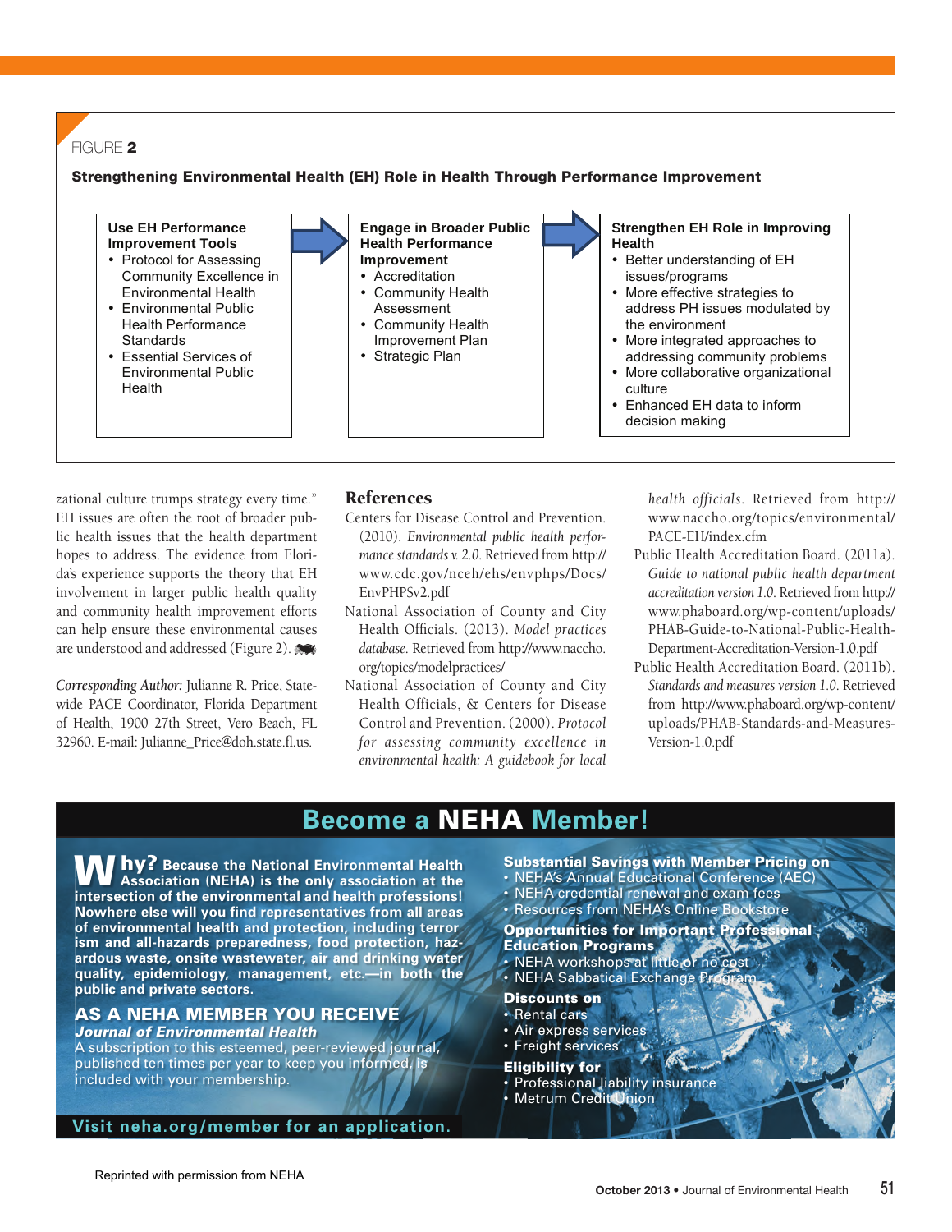FIGURE 2

**Strengthening Environmental Health (EH) Role in Health Through Performance Improvement**

**Use EH Performance Improvement Tools**
- Protocol for Assessing Community Excellence in Environmental Health
- Environmental Public Health Performance Standards
- Essential Services of Environmental Public Health

**Engage in Broader Public Health Performance Improvement**
- Accreditation
- Community Health Assessment
- Community Health Improvement Plan
- Strategic Plan

**Strengthen EH Role in Improving Health**
- Better understanding of EH issues/programs
- More effective strategies to address PH issues modulated by the environment
- More integrated approaches to addressing community problems
- More collaborative organizational culture
- Enhanced EH data to inform decision making

zational culture trumps strategy every time." EH issues are often the root of broader public health issues that the health department hopes to address. The evidence from Florida's experience supports the theory that EH involvement in larger public health quality and community health improvement efforts can help ensure these environmental causes are understood and addressed (Figure 2).

*Corresponding Author:* Julianne R. Price, Statewide PACE Coordinator, Florida Department of Health, 1900 27th Street, Vero Beach, FL 32960. E-mail: Julianne_Price@doh.state.fl.us.

## References

Centers for Disease Control and Prevention. (2010). *Environmental public health performance standards v. 2.0.* Retrieved from http://www.cdc.gov/nceh/ehs/envphps/Docs/EnvPHPSv2.pdf

National Association of County and City Health Officials. (2013). *Model practices database.* Retrieved from http://www.naccho.org/topics/modelpractices/

National Association of County and City Health Officials, & Centers for Disease Control and Prevention. (2000). *Protocol for assessing community excellence in environmental health: A guidebook for local health officials.* Retrieved from http://www.naccho.org/topics/environmental/PACE-EH/index.cfm

Public Health Accreditation Board. (2011a). *Guide to national public health department accreditation version 1.0.* Retrieved from http://www.phaboard.org/wp-content/uploads/PHAB-Guide-to-National-Public-Health-Department-Accreditation-Version-1.0.pdf

Public Health Accreditation Board. (2011b). *Standards and measures version 1.0.* Retrieved from http://www.phaboard.org/wp-content/uploads/PHAB-Standards-and-Measures-Version-1.0.pdf

## Become a NEHA Member!

**Why? Because the National Environmental Health Association (NEHA) is the only association at the intersection of the environmental and health professions! Nowhere else will you find representatives from all areas of environmental health and protection, including terrorism and all-hazards preparedness, food protection, hazardous waste, onsite wastewater, air and drinking water quality, epidemiology, management, etc.—in both the public and private sectors.**

**AS A NEHA MEMBER YOU RECEIVE**

***Journal of Environmental Health***

A subscription to this esteemed, peer-reviewed journal, published ten times per year to keep you informed, is included with your membership.

**Substantial Savings with Member Pricing on**
- NEHA's Annual Educational Conference (AEC)
- NEHA credential renewal and exam fees
- Resources from NEHA's Online Bookstore

**Opportunities for Important Professional Education Programs**
- NEHA workshops at little or no cost
- NEHA Sabbatical Exchange Program

**Discounts on**
- Rental cars
- Air express services
- Freight services

**Eligibility for**
- Professional liability insurance
- Metrum Credit Union

**Visit neha.org/member for an application.**

Reprinted with permission from NEHA